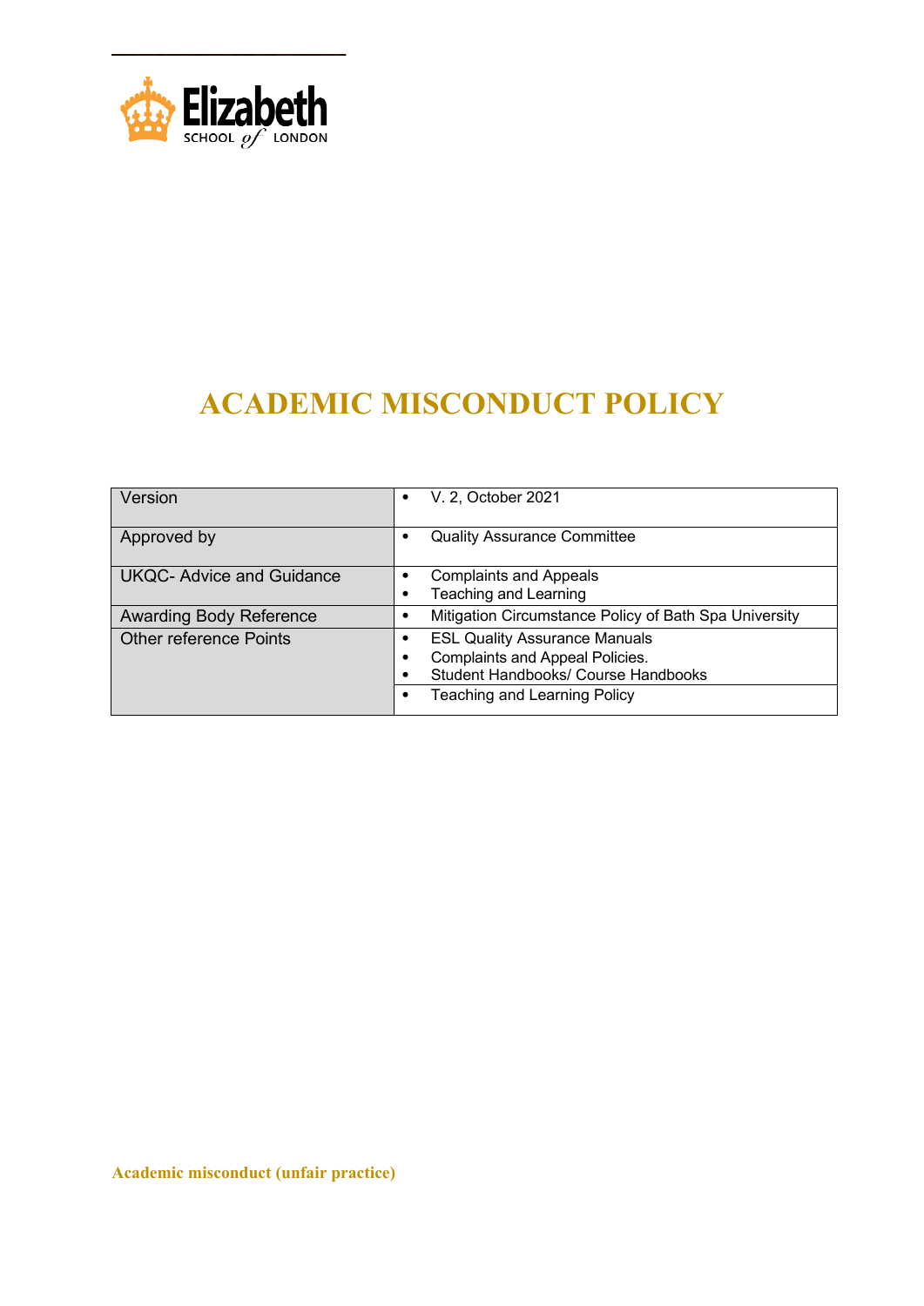# ACADEMIC MISCONDUCT POLICY

| | |
|---|---|
| Version | • V. 2, October 2021 |
| Approved by | • Quality Assurance Committee |
| UKQC- Advice and Guidance | • Complaints and Appeals<br>• Teaching and Learning |
| Awarding Body Reference | • Mitigation Circumstance Policy of Bath Spa University |
| Other reference Points | • ESL Quality Assurance Manuals<br>• Complaints and Appeal Policies.<br>• Student Handbooks/ Course Handbooks |
| | • Teaching and Learning Policy |

## Academic misconduct (unfair practice)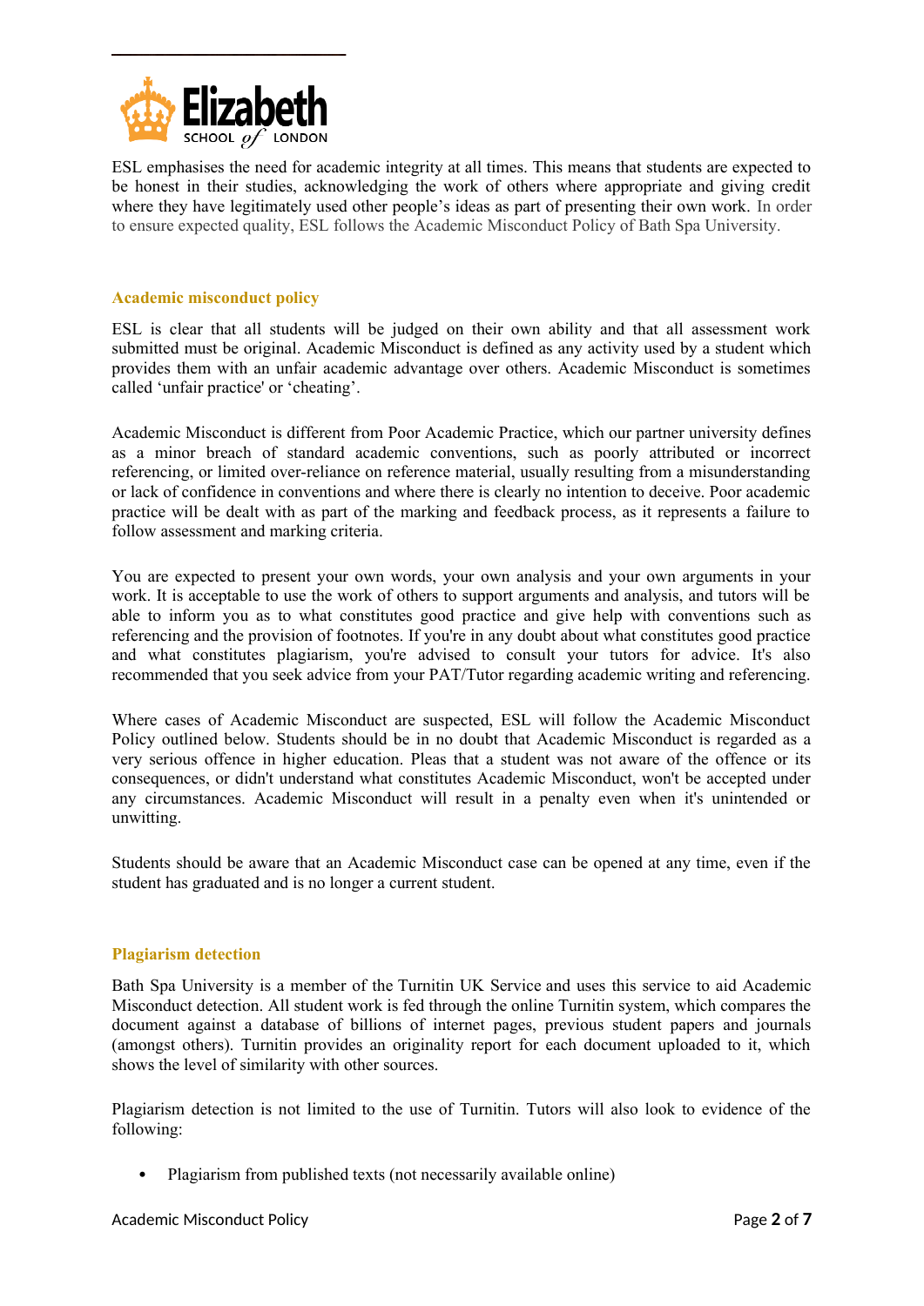ESL emphasises the need for academic integrity at all times. This means that students are expected to be honest in their studies, acknowledging the work of others where appropriate and giving credit where they have legitimately used other people's ideas as part of presenting their own work. In order to ensure expected quality, ESL follows the Academic Misconduct Policy of Bath Spa University.

## Academic misconduct policy

ESL is clear that all students will be judged on their own ability and that all assessment work submitted must be original. Academic Misconduct is defined as any activity used by a student which provides them with an unfair academic advantage over others. Academic Misconduct is sometimes called 'unfair practice' or 'cheating'.

Academic Misconduct is different from Poor Academic Practice, which our partner university defines as a minor breach of standard academic conventions, such as poorly attributed or incorrect referencing, or limited over-reliance on reference material, usually resulting from a misunderstanding or lack of confidence in conventions and where there is clearly no intention to deceive. Poor academic practice will be dealt with as part of the marking and feedback process, as it represents a failure to follow assessment and marking criteria.

You are expected to present your own words, your own analysis and your own arguments in your work. It is acceptable to use the work of others to support arguments and analysis, and tutors will be able to inform you as to what constitutes good practice and give help with conventions such as referencing and the provision of footnotes. If you're in any doubt about what constitutes good practice and what constitutes plagiarism, you're advised to consult your tutors for advice. It's also recommended that you seek advice from your PAT/Tutor regarding academic writing and referencing.

Where cases of Academic Misconduct are suspected, ESL will follow the Academic Misconduct Policy outlined below. Students should be in no doubt that Academic Misconduct is regarded as a very serious offence in higher education. Pleas that a student was not aware of the offence or its consequences, or didn't understand what constitutes Academic Misconduct, won't be accepted under any circumstances. Academic Misconduct will result in a penalty even when it's unintended or unwitting.

Students should be aware that an Academic Misconduct case can be opened at any time, even if the student has graduated and is no longer a current student.

## Plagiarism detection

Bath Spa University is a member of the Turnitin UK Service and uses this service to aid Academic Misconduct detection. All student work is fed through the online Turnitin system, which compares the document against a database of billions of internet pages, previous student papers and journals (amongst others). Turnitin provides an originality report for each document uploaded to it, which shows the level of similarity with other sources.

Plagiarism detection is not limited to the use of Turnitin. Tutors will also look to evidence of the following:

- Plagiarism from published texts (not necessarily available online)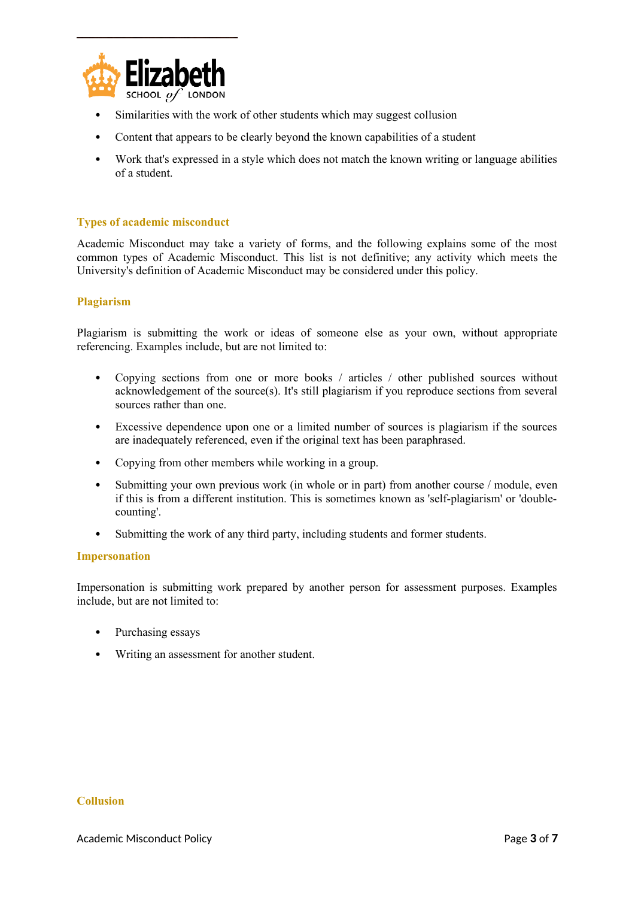- Similarities with the work of other students which may suggest collusion
- Content that appears to be clearly beyond the known capabilities of a student
- Work that's expressed in a style which does not match the known writing or language abilities of a student.

### Types of academic misconduct

Academic Misconduct may take a variety of forms, and the following explains some of the most common types of Academic Misconduct. This list is not definitive; any activity which meets the University's definition of Academic Misconduct may be considered under this policy.

### Plagiarism

Plagiarism is submitting the work or ideas of someone else as your own, without appropriate referencing. Examples include, but are not limited to:

- Copying sections from one or more books / articles / other published sources without acknowledgement of the source(s). It's still plagiarism if you reproduce sections from several sources rather than one.
- Excessive dependence upon one or a limited number of sources is plagiarism if the sources are inadequately referenced, even if the original text has been paraphrased.
- Copying from other members while working in a group.
- Submitting your own previous work (in whole or in part) from another course / module, even if this is from a different institution. This is sometimes known as 'self-plagiarism' or 'double-counting'.
- Submitting the work of any third party, including students and former students.

### Impersonation

Impersonation is submitting work prepared by another person for assessment purposes. Examples include, but are not limited to:

- Purchasing essays
- Writing an assessment for another student.

### Collusion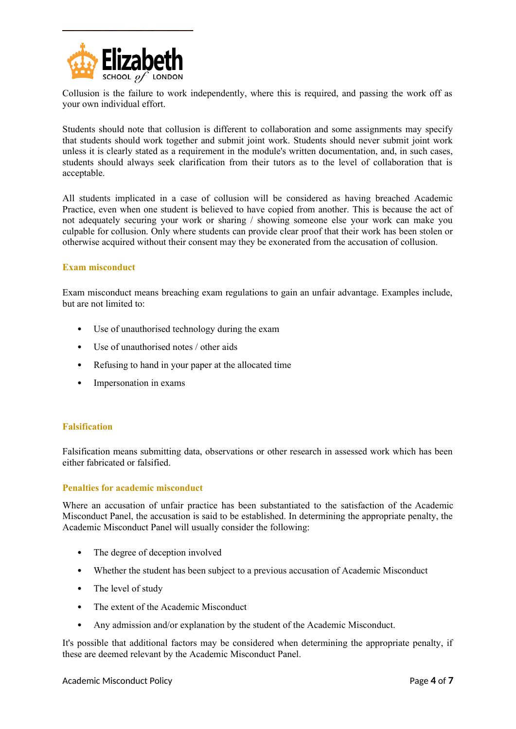Collusion is the failure to work independently, where this is required, and passing the work off as your own individual effort.

Students should note that collusion is different to collaboration and some assignments may specify that students should work together and submit joint work. Students should never submit joint work unless it is clearly stated as a requirement in the module's written documentation, and, in such cases, students should always seek clarification from their tutors as to the level of collaboration that is acceptable.

All students implicated in a case of collusion will be considered as having breached Academic Practice, even when one student is believed to have copied from another. This is because the act of not adequately securing your work or sharing / showing someone else your work can make you culpable for collusion. Only where students can provide clear proof that their work has been stolen or otherwise acquired without their consent may they be exonerated from the accusation of collusion.

### Exam misconduct

Exam misconduct means breaching exam regulations to gain an unfair advantage. Examples include, but are not limited to:

- Use of unauthorised technology during the exam
- Use of unauthorised notes / other aids
- Refusing to hand in your paper at the allocated time
- Impersonation in exams

### Falsification

Falsification means submitting data, observations or other research in assessed work which has been either fabricated or falsified.

### Penalties for academic misconduct

Where an accusation of unfair practice has been substantiated to the satisfaction of the Academic Misconduct Panel, the accusation is said to be established. In determining the appropriate penalty, the Academic Misconduct Panel will usually consider the following:

- The degree of deception involved
- Whether the student has been subject to a previous accusation of Academic Misconduct
- The level of study
- The extent of the Academic Misconduct
- Any admission and/or explanation by the student of the Academic Misconduct.

It's possible that additional factors may be considered when determining the appropriate penalty, if these are deemed relevant by the Academic Misconduct Panel.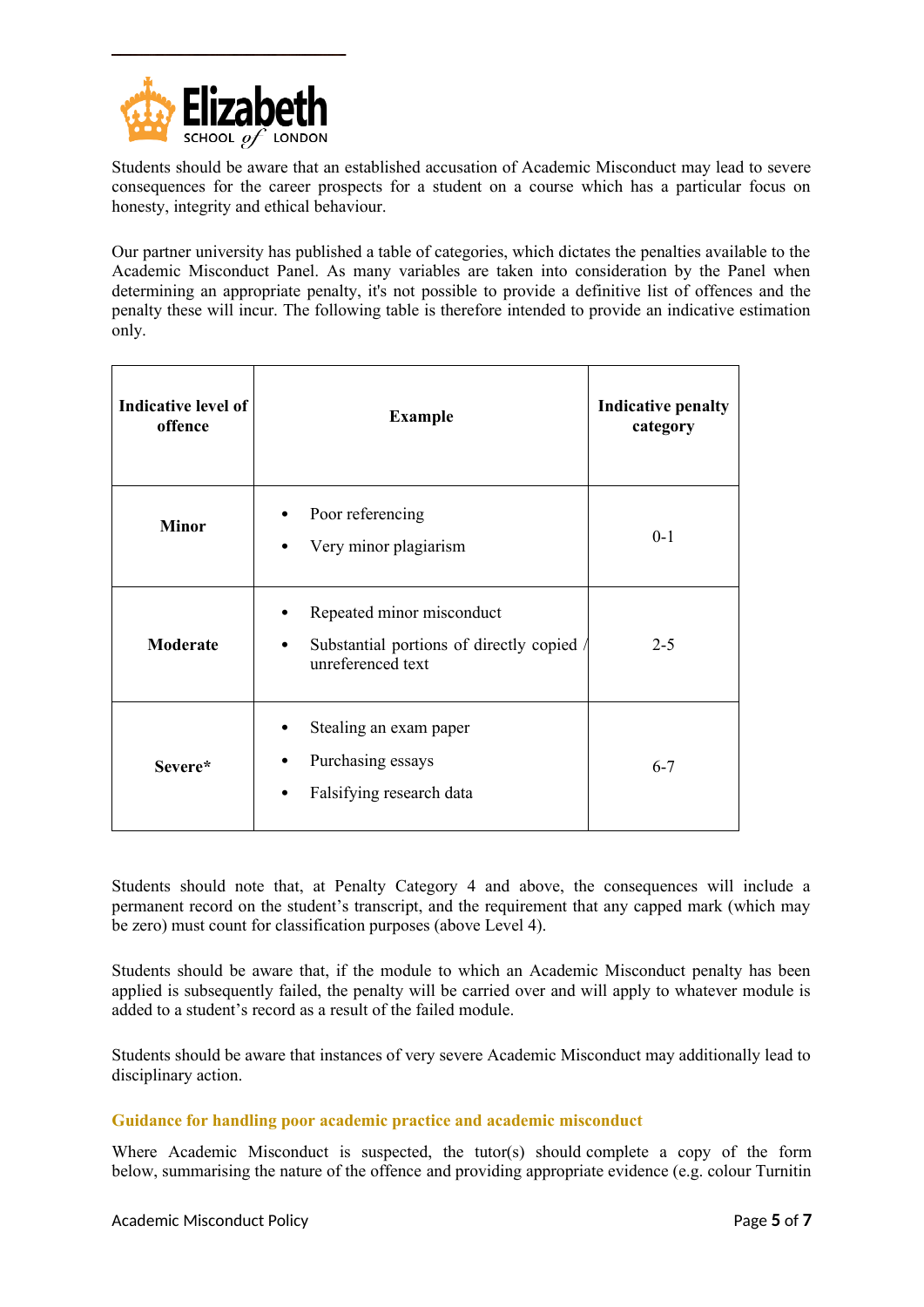Students should be aware that an established accusation of Academic Misconduct may lead to severe consequences for the career prospects for a student on a course which has a particular focus on honesty, integrity and ethical behaviour.

Our partner university has published a table of categories, which dictates the penalties available to the Academic Misconduct Panel. As many variables are taken into consideration by the Panel when determining an appropriate penalty, it's not possible to provide a definitive list of offences and the penalty these will incur. The following table is therefore intended to provide an indicative estimation only.

| Indicative level of offence | Example | Indicative penalty category |
|---|---|---|
| **Minor** | • Poor referencing<br>• Very minor plagiarism | 0-1 |
| **Moderate** | • Repeated minor misconduct<br>• Substantial portions of directly copied / unreferenced text | 2-5 |
| **Severe*** | • Stealing an exam paper<br>• Purchasing essays<br>• Falsifying research data | 6-7 |

Students should note that, at Penalty Category 4 and above, the consequences will include a permanent record on the student's transcript, and the requirement that any capped mark (which may be zero) must count for classification purposes (above Level 4).

Students should be aware that, if the module to which an Academic Misconduct penalty has been applied is subsequently failed, the penalty will be carried over and will apply to whatever module is added to a student's record as a result of the failed module.

Students should be aware that instances of very severe Academic Misconduct may additionally lead to disciplinary action.

### Guidance for handling poor academic practice and academic misconduct

Where Academic Misconduct is suspected, the tutor(s) should complete a copy of the form below, summarising the nature of the offence and providing appropriate evidence (e.g. colour Turnitin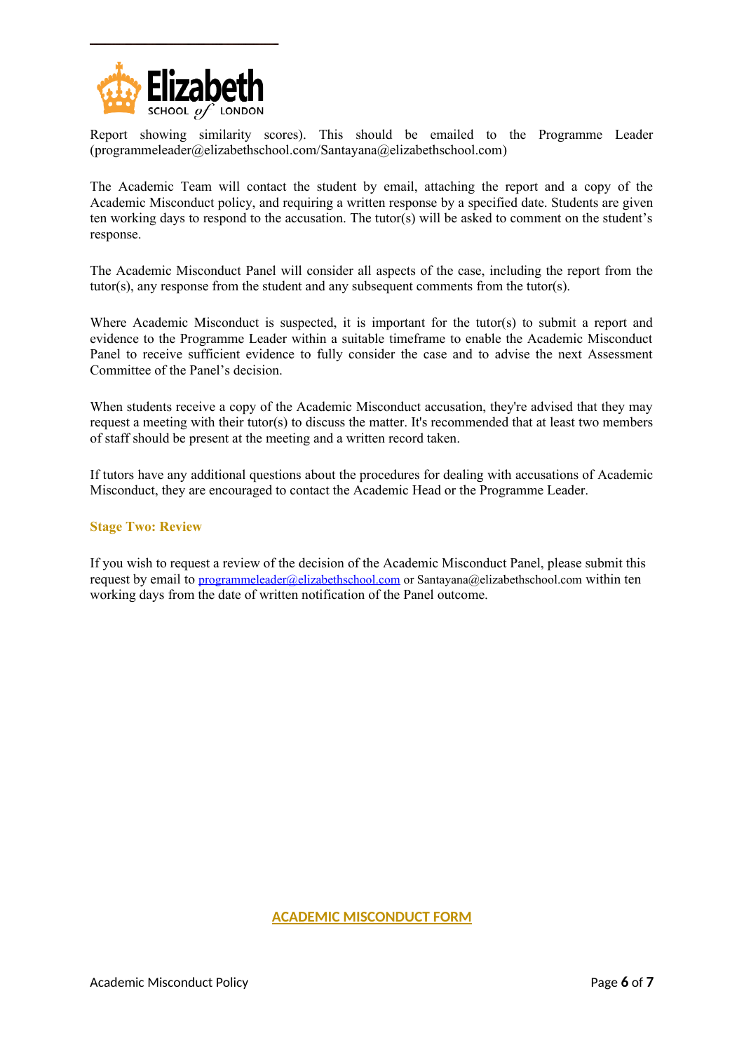Report showing similarity scores). This should be emailed to the Programme Leader (programmeleader@elizabethschool.com/Santayana@elizabethschool.com)

The Academic Team will contact the student by email, attaching the report and a copy of the Academic Misconduct policy, and requiring a written response by a specified date. Students are given ten working days to respond to the accusation. The tutor(s) will be asked to comment on the student's response.

The Academic Misconduct Panel will consider all aspects of the case, including the report from the tutor(s), any response from the student and any subsequent comments from the tutor(s).

Where Academic Misconduct is suspected, it is important for the tutor(s) to submit a report and evidence to the Programme Leader within a suitable timeframe to enable the Academic Misconduct Panel to receive sufficient evidence to fully consider the case and to advise the next Assessment Committee of the Panel's decision.

When students receive a copy of the Academic Misconduct accusation, they're advised that they may request a meeting with their tutor(s) to discuss the matter. It's recommended that at least two members of staff should be present at the meeting and a written record taken.

If tutors have any additional questions about the procedures for dealing with accusations of Academic Misconduct, they are encouraged to contact the Academic Head or the Programme Leader.

### Stage Two: Review

If you wish to request a review of the decision of the Academic Misconduct Panel, please submit this request by email to programmeleader@elizabethschool.com or Santayana@elizabethschool.com within ten working days from the date of written notification of the Panel outcome.

**ACADEMIC MISCONDUCT FORM**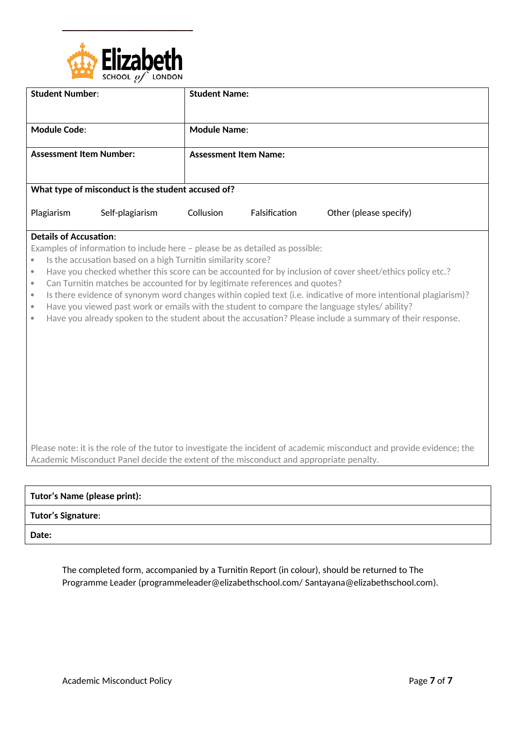| Student Number: | Student Name: |
|---|---|
| Module Code: | Module Name: |
| Assessment Item Number: | Assessment Item Name: |

**What type of misconduct is the student accused of?**

Plagiarism Self-plagiarism Collusion Falsification Other (please specify)

**Details of Accusation**:

Examples of information to include here – please be as detailed as possible:

- Is the accusation based on a high Turnitin similarity score?
- Have you checked whether this score can be accounted for by inclusion of cover sheet/ethics policy etc.?
- Can Turnitin matches be accounted for by legitimate references and quotes?
- Is there evidence of synonym word changes within copied text (i.e. indicative of more intentional plagiarism)?
- Have you viewed past work or emails with the student to compare the language styles/ ability?
- Have you already spoken to the student about the accusation? Please include a summary of their response.

Please note: it is the role of the tutor to investigate the incident of academic misconduct and provide evidence; the Academic Misconduct Panel decide the extent of the misconduct and appropriate penalty.

| |
|---|
| **Tutor's Name (please print):** |
| **Tutor's Signature**: |
| **Date:** |

The completed form, accompanied by a Turnitin Report (in colour), should be returned to The Programme Leader (programmeleader@elizabethschool.com/ Santayana@elizabethschool.com).